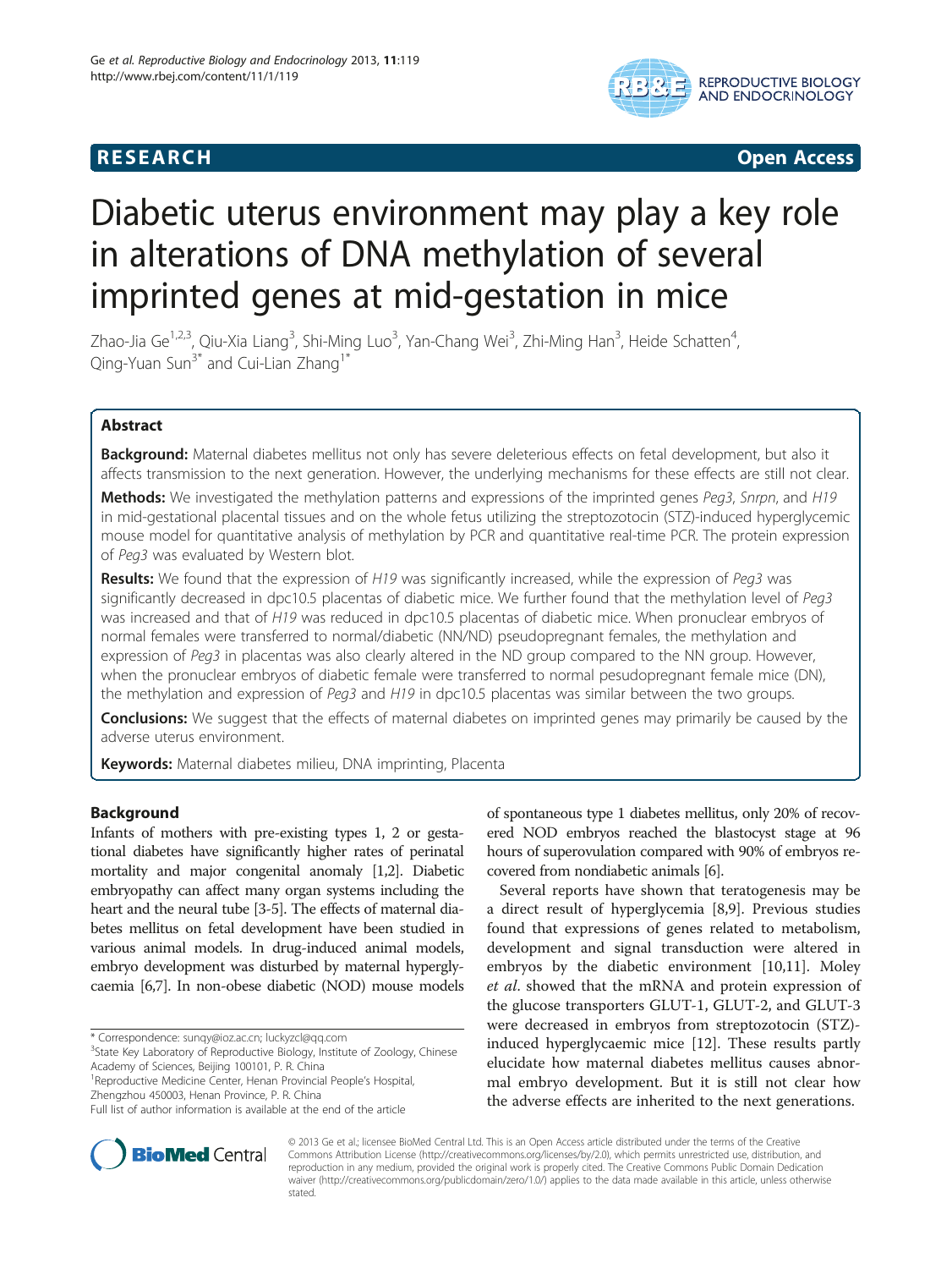**RESEARCH** **Open Access**

# Diabetic uterus environment may play a key role in alterations of DNA methylation of several imprinted genes at mid-gestation in mice

Zhao-Jia Ge[1,2,3], Qiu-Xia Liang[3], Shi-Ming Luo[3], Yan-Chang Wei[3], Zhi-Ming Han[3], Heide Schatten[4], Qing-Yuan Sun[3*] and Cui-Lian Zhang[1*]

## Abstract

**Background:** Maternal diabetes mellitus not only has severe deleterious effects on fetal development, but also it affects transmission to the next generation. However, the underlying mechanisms for these effects are still not clear.

**Methods:** We investigated the methylation patterns and expressions of the imprinted genes *Peg3*, *Snrpn*, and *H19* in mid-gestational placental tissues and on the whole fetus utilizing the streptozotocin (STZ)-induced hyperglycemic mouse model for quantitative analysis of methylation by PCR and quantitative real-time PCR. The protein expression of *Peg3* was evaluated by Western blot.

**Results:** We found that the expression of *H19* was significantly increased, while the expression of *Peg3* was significantly decreased in dpc10.5 placentas of diabetic mice. We further found that the methylation level of *Peg3* was increased and that of *H19* was reduced in dpc10.5 placentas of diabetic mice. When pronuclear embryos of normal females were transferred to normal/diabetic (NN/ND) pseudopregnant females, the methylation and expression of *Peg3* in placentas was also clearly altered in the ND group compared to the NN group. However, when the pronuclear embryos of diabetic female were transferred to normal pesudopregnant female mice (DN), the methylation and expression of *Peg3* and *H19* in dpc10.5 placentas was similar between the two groups.

**Conclusions:** We suggest that the effects of maternal diabetes on imprinted genes may primarily be caused by the adverse uterus environment.

**Keywords:** Maternal diabetes milieu, DNA imprinting, Placenta

## Background

Infants of mothers with pre-existing types 1, 2 or gestational diabetes have significantly higher rates of perinatal mortality and major congenital anomaly [1,2]. Diabetic embryopathy can affect many organ systems including the heart and the neural tube [3-5]. The effects of maternal diabetes mellitus on fetal development have been studied in various animal models. In drug-induced animal models, embryo development was disturbed by maternal hyperglycaemia [6,7]. In non-obese diabetic (NOD) mouse models of spontaneous type 1 diabetes mellitus, only 20% of recovered NOD embryos reached the blastocyst stage at 96 hours of superovulation compared with 90% of embryos recovered from nondiabetic animals [6].

Several reports have shown that teratogenesis may be a direct result of hyperglycemia [8,9]. Previous studies found that expressions of genes related to metabolism, development and signal transduction were altered in embryos by the diabetic environment [10,11]. Moley *et al.* showed that the mRNA and protein expression of the glucose transporters GLUT-1, GLUT-2, and GLUT-3 were decreased in embryos from streptozotocin (STZ)-induced hyperglycaemic mice [12]. These results partly elucidate how maternal diabetes mellitus causes abnormal embryo development. But it is still not clear how the adverse effects are inherited to the next generations.

\* Correspondence: sunqy@ioz.ac.cn; luckyzcl@qq.com
[3]State Key Laboratory of Reproductive Biology, Institute of Zoology, Chinese Academy of Sciences, Beijing 100101, P. R. China
[1]Reproductive Medicine Center, Henan Provincial People's Hospital, Zhengzhou 450003, Henan Province, P. R. China
Full list of author information is available at the end of the article

© 2013 Ge et al.; licensee BioMed Central Ltd. This is an Open Access article distributed under the terms of the Creative Commons Attribution License (http://creativecommons.org/licenses/by/2.0), which permits unrestricted use, distribution, and reproduction in any medium, provided the original work is properly cited. The Creative Commons Public Domain Dedication waiver (http://creativecommons.org/publicdomain/zero/1.0/) applies to the data made available in this article, unless otherwise stated.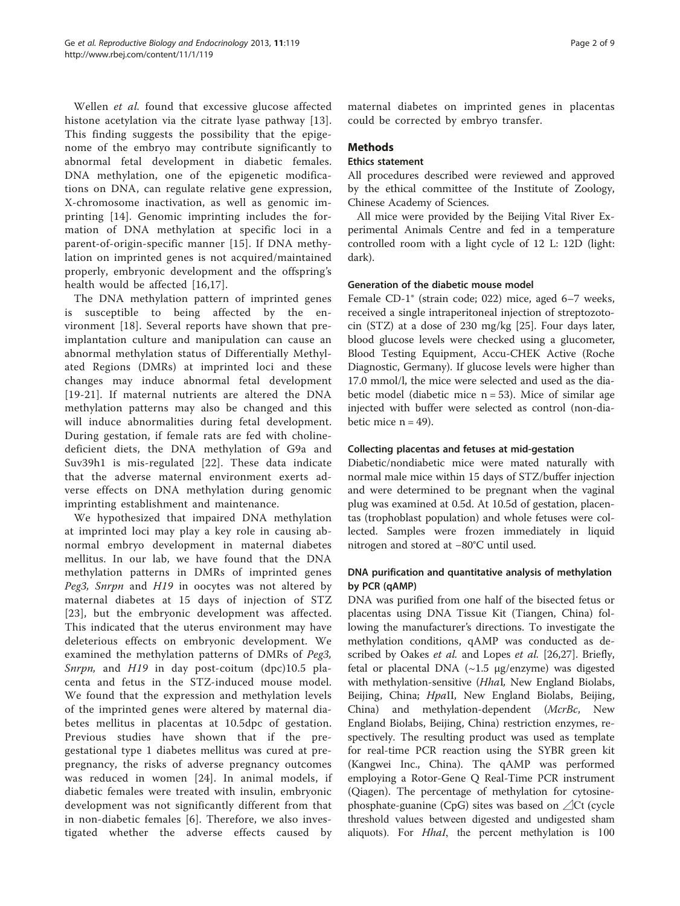Wellen *et al.* found that excessive glucose affected histone acetylation via the citrate lyase pathway [13]. This finding suggests the possibility that the epigenome of the embryo may contribute significantly to abnormal fetal development in diabetic females. DNA methylation, one of the epigenetic modifications on DNA, can regulate relative gene expression, X-chromosome inactivation, as well as genomic imprinting [14]. Genomic imprinting includes the formation of DNA methylation at specific loci in a parent-of-origin-specific manner [15]. If DNA methylation on imprinted genes is not acquired/maintained properly, embryonic development and the offspring's health would be affected [16,17].

The DNA methylation pattern of imprinted genes is susceptible to being affected by the environment [18]. Several reports have shown that preimplantation culture and manipulation can cause an abnormal methylation status of Differentially Methylated Regions (DMRs) at imprinted loci and these changes may induce abnormal fetal development [19-21]. If maternal nutrients are altered the DNA methylation patterns may also be changed and this will induce abnormalities during fetal development. During gestation, if female rats are fed with choline-deficient diets, the DNA methylation of G9a and Suv39h1 is mis-regulated [22]. These data indicate that the adverse maternal environment exerts adverse effects on DNA methylation during genomic imprinting establishment and maintenance.

We hypothesized that impaired DNA methylation at imprinted loci may play a key role in causing abnormal embryo development in maternal diabetes mellitus. In our lab, we have found that the DNA methylation patterns in DMRs of imprinted genes *Peg3*, *Snrpn* and *H19* in oocytes was not altered by maternal diabetes at 15 days of injection of STZ [23], but the embryonic development was affected. This indicated that the uterus environment may have deleterious effects on embryonic development. We examined the methylation patterns of DMRs of *Peg3*, *Snrpn*, and *H19* in day post-coitum (dpc)10.5 placenta and fetus in the STZ-induced mouse model. We found that the expression and methylation levels of the imprinted genes were altered by maternal diabetes mellitus in placentas at 10.5dpc of gestation. Previous studies have shown that if the pregestational type 1 diabetes mellitus was cured at prepregnancy, the risks of adverse pregnancy outcomes was reduced in women [24]. In animal models, if diabetic females were treated with insulin, embryonic development was not significantly different from that in non-diabetic females [6]. Therefore, we also investigated whether the adverse effects caused by maternal diabetes on imprinted genes in placentas could be corrected by embryo transfer.

## Methods

### Ethics statement

All procedures described were reviewed and approved by the ethical committee of the Institute of Zoology, Chinese Academy of Sciences.

All mice were provided by the Beijing Vital River Experimental Animals Centre and fed in a temperature controlled room with a light cycle of 12 L: 12D (light: dark).

### Generation of the diabetic mouse model

Female CD-1® (strain code; 022) mice, aged 6–7 weeks, received a single intraperitoneal injection of streptozotocin (STZ) at a dose of 230 mg/kg [25]. Four days later, blood glucose levels were checked using a glucometer, Blood Testing Equipment, Accu-CHEK Active (Roche Diagnostic, Germany). If glucose levels were higher than 17.0 mmol/l, the mice were selected and used as the diabetic model (diabetic mice n = 53). Mice of similar age injected with buffer were selected as control (non-diabetic mice n = 49).

### Collecting placentas and fetuses at mid-gestation

Diabetic/nondiabetic mice were mated naturally with normal male mice within 15 days of STZ/buffer injection and were determined to be pregnant when the vaginal plug was examined at 0.5d. At 10.5d of gestation, placentas (trophoblast population) and whole fetuses were collected. Samples were frozen immediately in liquid nitrogen and stored at −80°C until used.

### DNA purification and quantitative analysis of methylation by PCR (qAMP)

DNA was purified from one half of the bisected fetus or placentas using DNA Tissue Kit (Tiangen, China) following the manufacturer's directions. To investigate the methylation conditions, qAMP was conducted as described by Oakes *et al.* and Lopes *et al.* [26,27]. Briefly, fetal or placental DNA (~1.5 μg/enzyme) was digested with methylation-sensitive (*Hha*I, New England Biolabs, Beijing, China; *Hpa*II, New England Biolabs, Beijing, China) and methylation-dependent (*McrBc*, New England Biolabs, Beijing, China) restriction enzymes, respectively. The resulting product was used as template for real-time PCR reaction using the SYBR green kit (Kangwei Inc., China). The qAMP was performed employing a Rotor-Gene Q Real-Time PCR instrument (Qiagen). The percentage of methylation for cytosine-phosphate-guanine (CpG) sites was based on ⊿Ct (cycle threshold values between digested and undigested sham aliquots). For *HhaI*, the percent methylation is 100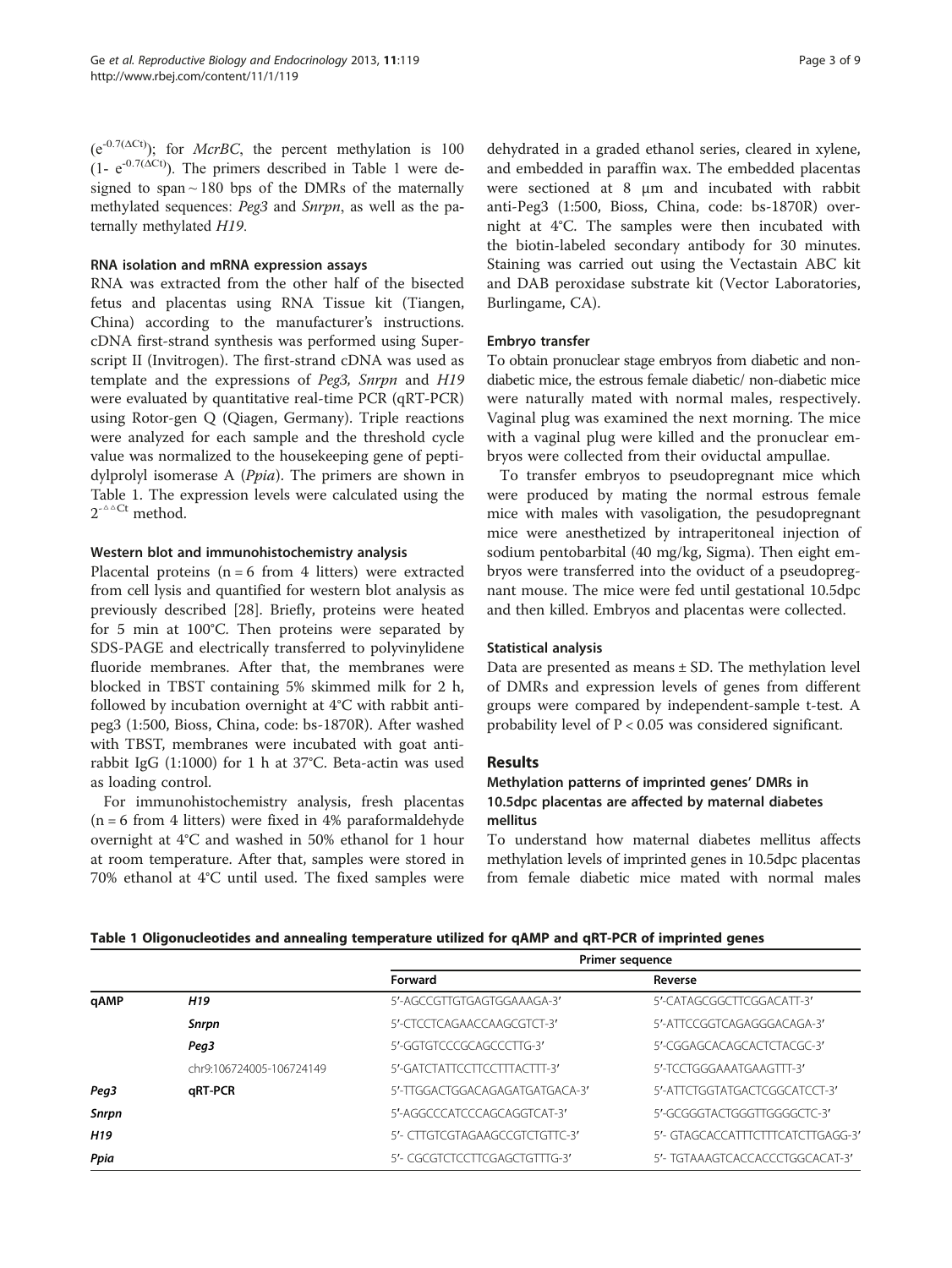$(e^{-0.7(\Delta Ct)})$; for *McrBC*, the percent methylation is 100 $(1- e^{-0.7(\Delta Ct)})$. The primers described in Table 1 were designed to span ~ 180 bps of the DMRs of the maternally methylated sequences: *Peg3* and *Snrpn*, as well as the paternally methylated *H19*.

### RNA isolation and mRNA expression assays

RNA was extracted from the other half of the bisected fetus and placentas using RNA Tissue kit (Tiangen, China) according to the manufacturer's instructions. cDNA first-strand synthesis was performed using Superscript II (Invitrogen). The first-strand cDNA was used as template and the expressions of *Peg3, Snrpn* and *H19* were evaluated by quantitative real-time PCR (qRT-PCR) using Rotor-gen Q (Qiagen, Germany). Triple reactions were analyzed for each sample and the threshold cycle value was normalized to the housekeeping gene of peptidylprolyl isomerase A (*Ppia*). The primers are shown in Table 1. The expression levels were calculated using the $2^{-\Delta\Delta Ct}$ method.

### Western blot and immunohistochemistry analysis

Placental proteins (n = 6 from 4 litters) were extracted from cell lysis and quantified for western blot analysis as previously described [28]. Briefly, proteins were heated for 5 min at 100°C. Then proteins were separated by SDS-PAGE and electrically transferred to polyvinylidene fluoride membranes. After that, the membranes were blocked in TBST containing 5% skimmed milk for 2 h, followed by incubation overnight at 4°C with rabbit anti-peg3 (1:500, Bioss, China, code: bs-1870R). After washed with TBST, membranes were incubated with goat anti-rabbit IgG (1:1000) for 1 h at 37°C. Beta-actin was used as loading control.

For immunohistochemistry analysis, fresh placentas (n = 6 from 4 litters) were fixed in 4% paraformaldehyde overnight at 4°C and washed in 50% ethanol for 1 hour at room temperature. After that, samples were stored in 70% ethanol at 4°C until used. The fixed samples were dehydrated in a graded ethanol series, cleared in xylene, and embedded in paraffin wax. The embedded placentas were sectioned at 8 μm and incubated with rabbit anti-Peg3 (1:500, Bioss, China, code: bs-1870R) overnight at 4°C. The samples were then incubated with the biotin-labeled secondary antibody for 30 minutes. Staining was carried out using the Vectastain ABC kit and DAB peroxidase substrate kit (Vector Laboratories, Burlingame, CA).

### Embryo transfer

To obtain pronuclear stage embryos from diabetic and non-diabetic mice, the estrous female diabetic/ non-diabetic mice were naturally mated with normal males, respectively. Vaginal plug was examined the next morning. The mice with a vaginal plug were killed and the pronuclear embryos were collected from their oviductal ampullae.

To transfer embryos to pseudopregnant mice which were produced by mating the normal estrous female mice with males with vasoligation, the pesudopregnant mice were anesthetized by intraperitoneal injection of sodium pentobarbital (40 mg/kg, Sigma). Then eight embryos were transferred into the oviduct of a pseudopregnant mouse. The mice were fed until gestational 10.5dpc and then killed. Embryos and placentas were collected.

### Statistical analysis

Data are presented as means ± SD. The methylation level of DMRs and expression levels of genes from different groups were compared by independent-sample t-test. A probability level of $P < 0.05$ was considered significant.

## Results

### Methylation patterns of imprinted genes' DMRs in 10.5dpc placentas are affected by maternal diabetes mellitus

To understand how maternal diabetes mellitus affects methylation levels of imprinted genes in 10.5dpc placentas from female diabetic mice mated with normal males

**Table 1 Oligonucleotides and annealing temperature utilized for qAMP and qRT-PCR of imprinted genes**

| | | Primer sequence | |
|---|---|---|---|
| | | Forward | Reverse |
| **qAMP** | *H19* | 5′-AGCCGTTGTGAGTGGAAAGA-3′ | 5′-CATAGCGGCTTCGGACATT-3′ |
| | ***Snrpn*** | 5′-CTCCTCAGAACCAAGCGTCT-3′ | 5′-ATTCCGGTCAGAGGGACAGA-3′ |
| | ***Peg3*** | 5′-GGTGTCCCGCAGCCCTTG-3′ | 5′-CGGAGCACAGCACTCTACGC-3′ |
| | chr9:106724005-106724149 | 5′-GATCTATTCCTTCCTTTACTTT-3′ | 5′-TCCTGGGAAATGAAGTTT-3′ |
| ***Peg3*** | **qRT-PCR** | 5′-TTGGACTGGACAGAGATGATGACA-3′ | 5′-ATTCTGGTATGACTCGGCATCCT-3′ |
| ***Snrpn*** | | 5′-AGGCCCATCCCAGCAGGTCAT-3′ | 5′-GCGGGTACTGGGTTGGGGCTC-3′ |
| ***H19*** | | 5′- CTTGTCGTAGAAGCCGTCTGTTC-3′ | 5′- GTAGCACCATTTCTTTCATCTTGAGG-3′ |
| ***Ppia*** | | 5′- CGCGTCTCCTTCGAGCTGTTTG-3′ | 5′- TGTAAAGTCACCACCCTGGCACAT-3′ |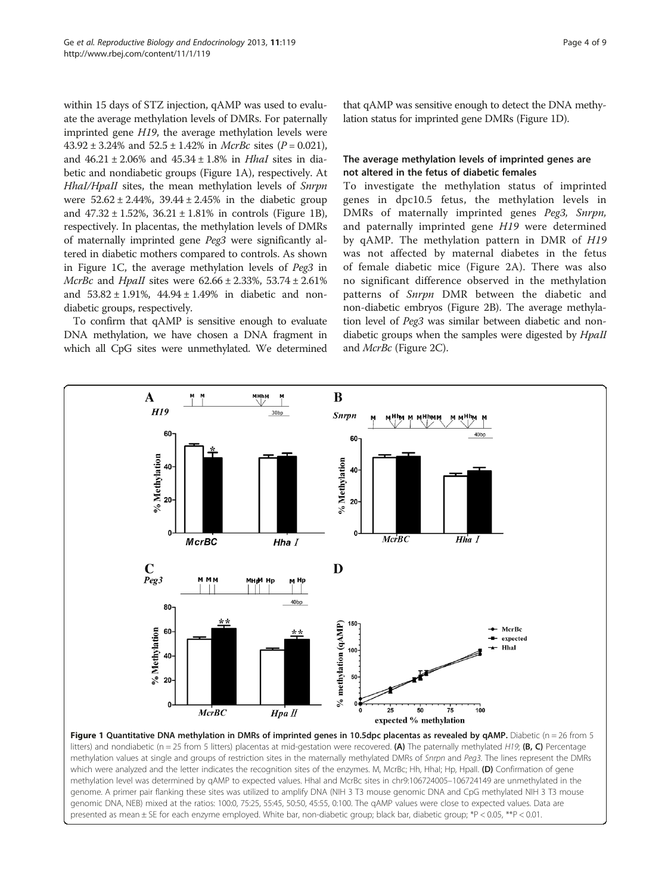within 15 days of STZ injection, qAMP was used to evaluate the average methylation levels of DMRs. For paternally imprinted gene *H19*, the average methylation levels were 43.92 ± 3.24% and 52.5 ± 1.42% in *McrBc* sites ($P = 0.021$), and 46.21 ± 2.06% and 45.34 ± 1.8% in *HhaI* sites in diabetic and nondiabetic groups (Figure 1A), respectively. At *HhaI/HpaII* sites, the mean methylation levels of *Snrpn* were 52.62 ± 2.44%, 39.44 ± 2.45% in the diabetic group and 47.32 ± 1.52%, 36.21 ± 1.81% in controls (Figure 1B), respectively. In placentas, the methylation levels of DMRs of maternally imprinted gene *Peg3* were significantly altered in diabetic mothers compared to controls. As shown in Figure 1C, the average methylation levels of *Peg3* in *McrBc* and *HpaII* sites were 62.66 ± 2.33%, 53.74 ± 2.61% and 53.82 ± 1.91%, 44.94 ± 1.49% in diabetic and nondiabetic groups, respectively.

To confirm that qAMP is sensitive enough to evaluate DNA methylation, we have chosen a DNA fragment in which all CpG sites were unmethylated. We determined that qAMP was sensitive enough to detect the DNA methylation status for imprinted gene DMRs (Figure 1D).

### The average methylation levels of imprinted genes are not altered in the fetus of diabetic females

To investigate the methylation status of imprinted genes in dpc10.5 fetus, the methylation levels in DMRs of maternally imprinted genes *Peg3*, *Snrpn*, and paternally imprinted gene *H19* were determined by qAMP. The methylation pattern in DMR of *H19* was not affected by maternal diabetes in the fetus of female diabetic mice (Figure 2A). There was also no significant difference observed in the methylation patterns of *Snrpn* DMR between the diabetic and non-diabetic embryos (Figure 2B). The average methylation level of *Peg3* was similar between diabetic and non-diabetic groups when the samples were digested by *HpaII* and *McrBc* (Figure 2C).

**Figure 1 Quantitative DNA methylation in DMRs of imprinted genes in 10.5dpc placentas as revealed by qAMP.** Diabetic (n = 26 from 5 litters) and nondiabetic (n = 25 from 5 litters) placentas at mid-gestation were recovered. **(A)** The paternally methylated *H19*; **(B, C)** Percentage methylation values at single and groups of restriction sites in the maternally methylated DMRs of *Snrpn* and *Peg3*. The lines represent the DMRs which were analyzed and the letter indicates the recognition sites of the enzymes. M, McrBc; Hh, HhaI; Hp, HpaII. **(D)** Confirmation of gene methylation level was determined by qAMP to expected values. HhaI and McrBc sites in chr9:106724005–106724149 are unmethylated in the genome. A primer pair flanking these sites was utilized to amplify DNA (NIH 3 T3 mouse genomic DNA and CpG methylated NIH 3 T3 mouse genomic DNA, NEB) mixed at the ratios: 100:0, 75:25, 55:45, 50:50, 45:55, 0:100. The qAMP values were close to expected values. Data are presented as mean ± SE for each enzyme employed. White bar, non-diabetic group; black bar, diabetic group; \*$P < 0.05$, \*\*$P < 0.01$.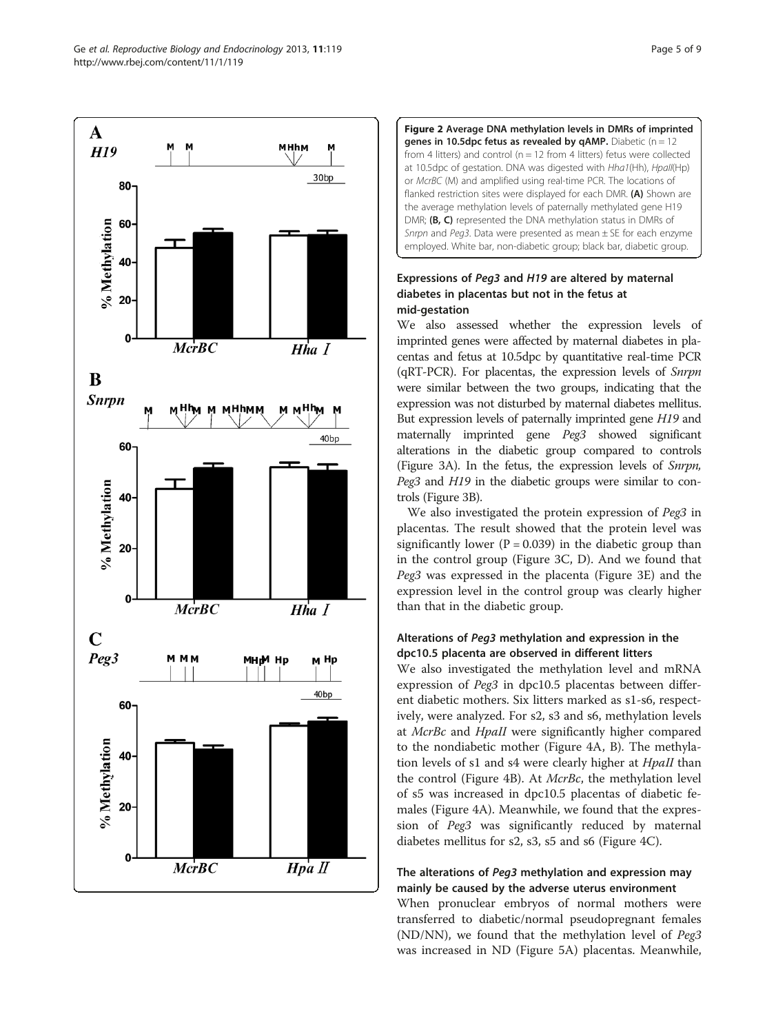**Figure 2 Average DNA methylation levels in DMRs of imprinted genes in 10.5dpc fetus as revealed by qAMP.** Diabetic (n = 12 from 4 litters) and control (n = 12 from 4 litters) fetus were collected at 10.5dpc of gestation. DNA was digested with *Hha1*(Hh), *HpaII*(Hp) or *McrBC* (M) and amplified using real-time PCR. The locations of flanked restriction sites were displayed for each DMR. **(A)** Shown are the average methylation levels of paternally methylated gene H19 DMR; **(B, C)** represented the DNA methylation status in DMRs of *Snrpn* and *Peg3*. Data were presented as mean ± SE for each enzyme employed. White bar, non-diabetic group; black bar, diabetic group.

### Expressions of *Peg3* and *H19* are altered by maternal diabetes in placentas but not in the fetus at mid-gestation

We also assessed whether the expression levels of imprinted genes were affected by maternal diabetes in placentas and fetus at 10.5dpc by quantitative real-time PCR (qRT-PCR). For placentas, the expression levels of *Snrpn* were similar between the two groups, indicating that the expression was not disturbed by maternal diabetes mellitus. But expression levels of paternally imprinted gene *H19* and maternally imprinted gene *Peg3* showed significant alterations in the diabetic group compared to controls (Figure 3A). In the fetus, the expression levels of *Snrpn, Peg3* and *H19* in the diabetic groups were similar to controls (Figure 3B).

We also investigated the protein expression of *Peg3* in placentas. The result showed that the protein level was significantly lower ($P = 0.039$) in the diabetic group than in the control group (Figure 3C, D). And we found that *Peg3* was expressed in the placenta (Figure 3E) and the expression level in the control group was clearly higher than that in the diabetic group.

### Alterations of *Peg3* methylation and expression in the dpc10.5 placenta are observed in different litters

We also investigated the methylation level and mRNA expression of *Peg3* in dpc10.5 placentas between different diabetic mothers. Six litters marked as s1-s6, respectively, were analyzed. For s2, s3 and s6, methylation levels at *McrBc* and *HpaII* were significantly higher compared to the nondiabetic mother (Figure 4A, B). The methylation levels of s1 and s4 were clearly higher at *HpaII* than the control (Figure 4B). At *McrBc*, the methylation level of s5 was increased in dpc10.5 placentas of diabetic females (Figure 4A). Meanwhile, we found that the expression of *Peg3* was significantly reduced by maternal diabetes mellitus for s2, s3, s5 and s6 (Figure 4C).

### The alterations of *Peg3* methylation and expression may mainly be caused by the adverse uterus environment

When pronuclear embryos of normal mothers were transferred to diabetic/normal pseudopregnant females (ND/NN), we found that the methylation level of *Peg3* was increased in ND (Figure 5A) placentas. Meanwhile,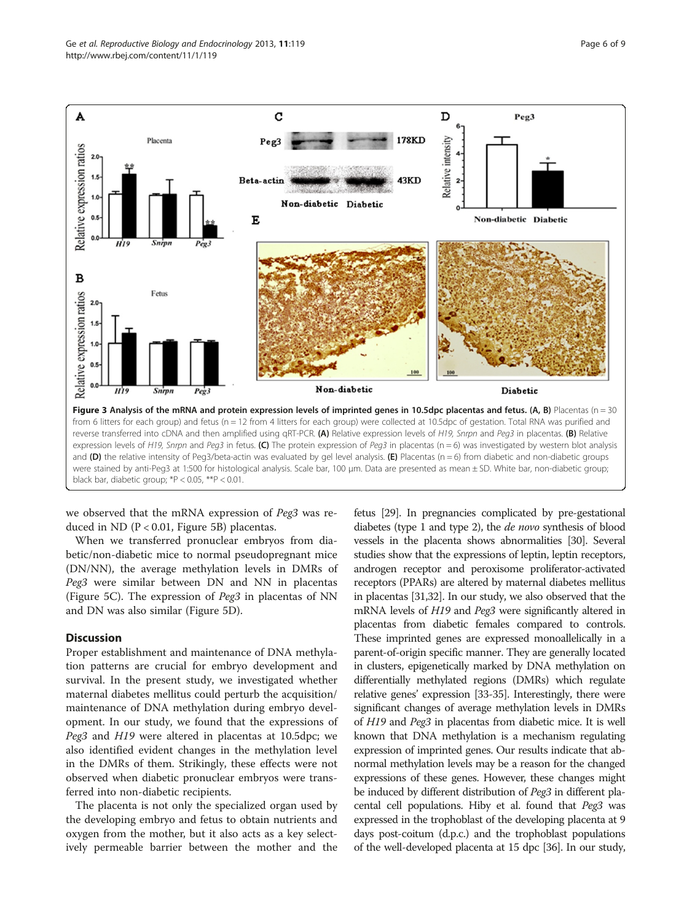**Figure 3 Analysis of the mRNA and protein expression levels of imprinted genes in 10.5dpc placentas and fetus. (A, B)** Placentas (n = 30 from 6 litters for each group) and fetus (n = 12 from 4 litters for each group) were collected at 10.5dpc of gestation. Total RNA was purified and reverse transferred into cDNA and then amplified using qRT-PCR. **(A)** Relative expression levels of *H19, Snrpn* and *Peg3* in placentas. **(B)** Relative expression levels of *H19, Snrpn* and *Peg3* in fetus. **(C)** The protein expression of *Peg3* in placentas (n = 6) was investigated by western blot analysis and **(D)** the relative intensity of Peg3/beta-actin was evaluated by gel level analysis. **(E)** Placentas (n = 6) from diabetic and non-diabetic groups were stained by anti-Peg3 at 1:500 for histological analysis. Scale bar, 100 μm. Data are presented as mean ± SD. White bar, non-diabetic group; black bar, diabetic group; *P < 0.05, **P < 0.01.

we observed that the mRNA expression of *Peg3* was reduced in ND (P < 0.01, Figure 5B) placentas.

When we transferred pronuclear embryos from diabetic/non-diabetic mice to normal pseudopregnant mice (DN/NN), the average methylation levels in DMRs of *Peg3* were similar between DN and NN in placentas (Figure 5C). The expression of *Peg3* in placentas of NN and DN was also similar (Figure 5D).

## Discussion

Proper establishment and maintenance of DNA methylation patterns are crucial for embryo development and survival. In the present study, we investigated whether maternal diabetes mellitus could perturb the acquisition/maintenance of DNA methylation during embryo development. In our study, we found that the expressions of *Peg3* and *H19* were altered in placentas at 10.5dpc; we also identified evident changes in the methylation level in the DMRs of them. Strikingly, these effects were not observed when diabetic pronuclear embryos were transferred into non-diabetic recipients.

The placenta is not only the specialized organ used by the developing embryo and fetus to obtain nutrients and oxygen from the mother, but it also acts as a key selectively permeable barrier between the mother and the fetus [29]. In pregnancies complicated by pre-gestational diabetes (type 1 and type 2), the *de novo* synthesis of blood vessels in the placenta shows abnormalities [30]. Several studies show that the expressions of leptin, leptin receptors, androgen receptor and peroxisome proliferator-activated receptors (PPARs) are altered by maternal diabetes mellitus in placentas [31,32]. In our study, we also observed that the mRNA levels of *H19* and *Peg3* were significantly altered in placentas from diabetic females compared to controls. These imprinted genes are expressed monoallelically in a parent-of-origin specific manner. They are generally located in clusters, epigenetically marked by DNA methylation on differentially methylated regions (DMRs) which regulate relative genes' expression [33-35]. Interestingly, there were significant changes of average methylation levels in DMRs of *H19* and *Peg3* in placentas from diabetic mice. It is well known that DNA methylation is a mechanism regulating expression of imprinted genes. Our results indicate that abnormal methylation levels may be a reason for the changed expressions of these genes. However, these changes might be induced by different distribution of *Peg3* in different placental cell populations. Hiby et al. found that *Peg3* was expressed in the trophoblast of the developing placenta at 9 days post-coitum (d.p.c.) and the trophoblast populations of the well-developed placenta at 15 dpc [36]. In our study,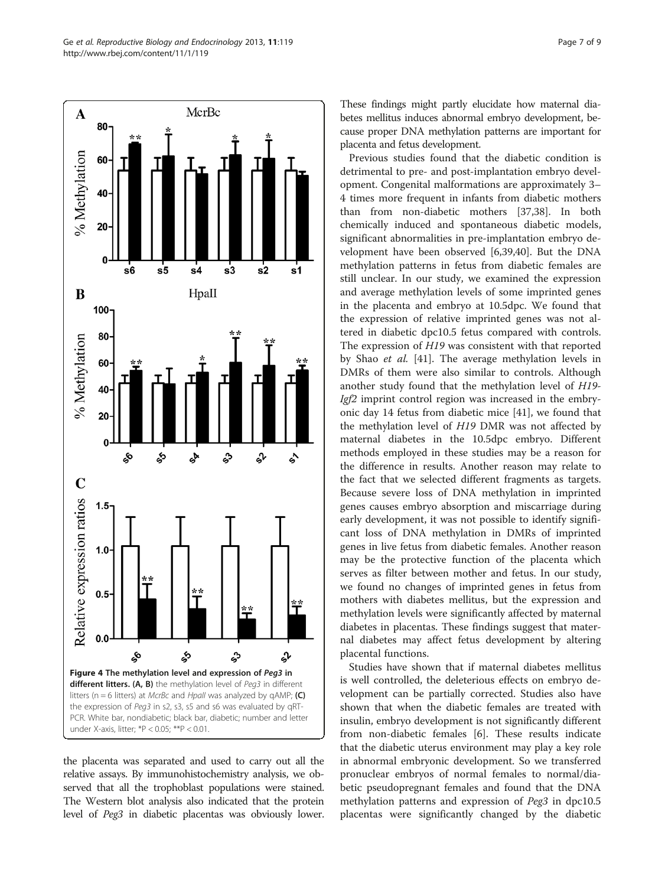Figure 4 The methylation level and expression of *Peg3* in different litters. (A, B) the methylation level of *Peg3* in different litters (n = 6 litters) at *McrBc* and *HpaII* was analyzed by qAMP; (C) the expression of *Peg3* in s2, s3, s5 and s6 was evaluated by qRT-PCR. White bar, nondiabetic; black bar, diabetic; number and letter under X-axis, litter; *P < 0.05; **P < 0.01.

the placenta was separated and used to carry out all the relative assays. By immunohistochemistry analysis, we observed that all the trophoblast populations were stained. The Western blot analysis also indicated that the protein level of *Peg3* in diabetic placentas was obviously lower. These findings might partly elucidate how maternal diabetes mellitus induces abnormal embryo development, because proper DNA methylation patterns are important for placenta and fetus development.

Previous studies found that the diabetic condition is detrimental to pre- and post-implantation embryo development. Congenital malformations are approximately 3–4 times more frequent in infants from diabetic mothers than from non-diabetic mothers [37,38]. In both chemically induced and spontaneous diabetic models, significant abnormalities in pre-implantation embryo development have been observed [6,39,40]. But the DNA methylation patterns in fetus from diabetic females are still unclear. In our study, we examined the expression and average methylation levels of some imprinted genes in the placenta and embryo at 10.5dpc. We found that the expression of relative imprinted genes was not altered in diabetic dpc10.5 fetus compared with controls. The expression of *H19* was consistent with that reported by Shao *et al.* [41]. The average methylation levels in DMRs of them were also similar to controls. Although another study found that the methylation level of *H19-Igf2* imprint control region was increased in the embryonic day 14 fetus from diabetic mice [41], we found that the methylation level of *H19* DMR was not affected by maternal diabetes in the 10.5dpc embryo. Different methods employed in these studies may be a reason for the difference in results. Another reason may relate to the fact that we selected different fragments as targets. Because severe loss of DNA methylation in imprinted genes causes embryo absorption and miscarriage during early development, it was not possible to identify significant loss of DNA methylation in DMRs of imprinted genes in live fetus from diabetic females. Another reason may be the protective function of the placenta which serves as filter between mother and fetus. In our study, we found no changes of imprinted genes in fetus from mothers with diabetes mellitus, but the expression and methylation levels were significantly affected by maternal diabetes in placentas. These findings suggest that maternal diabetes may affect fetus development by altering placental functions.

Studies have shown that if maternal diabetes mellitus is well controlled, the deleterious effects on embryo development can be partially corrected. Studies also have shown that when the diabetic females are treated with insulin, embryo development is not significantly different from non-diabetic females [6]. These results indicate that the diabetic uterus environment may play a key role in abnormal embryonic development. So we transferred pronuclear embryos of normal females to normal/diabetic pseudopregnant females and found that the DNA methylation patterns and expression of *Peg3* in dpc10.5 placentas were significantly changed by the diabetic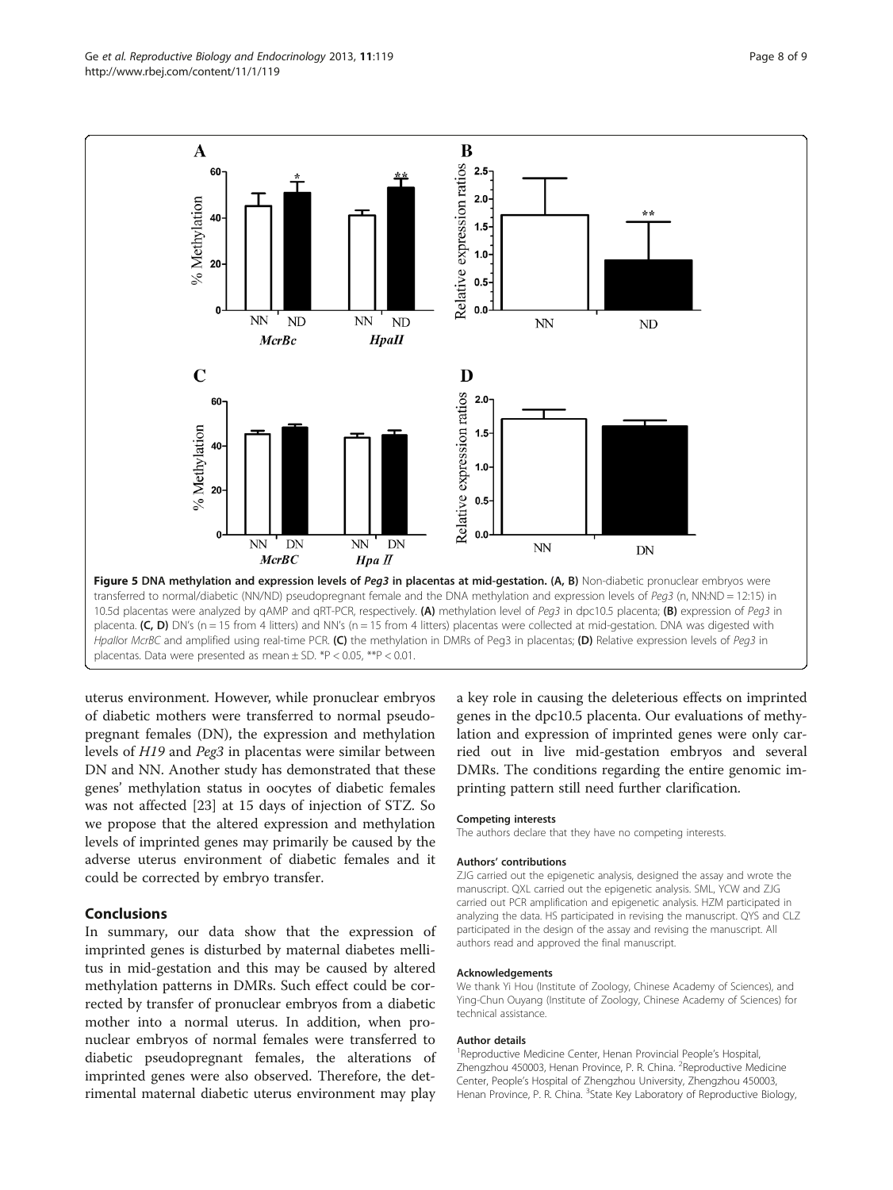**Figure 5 DNA methylation and expression levels of *Peg3* in placentas at mid-gestation. (A, B)** Non-diabetic pronuclear embryos were transferred to normal/diabetic (NN/ND) pseudopregnant female and the DNA methylation and expression levels of *Peg3* (n, NN:ND = 12:15) in 10.5d placentas were analyzed by qAMP and qRT-PCR, respectively. **(A)** methylation level of *Peg3* in dpc10.5 placenta; **(B)** expression of *Peg3* in placenta. **(C, D)** DN's (n = 15 from 4 litters) and NN's (n = 15 from 4 litters) placentas were collected at mid-gestation. DNA was digested with *HpaII*or *McrBC* and amplified using real-time PCR. **(C)** the methylation in DMRs of Peg3 in placentas; **(D)** Relative expression levels of *Peg3* in placentas. Data were presented as mean ± SD. *P < 0.05, **P < 0.01.

uterus environment. However, while pronuclear embryos of diabetic mothers were transferred to normal pseudopregnant females (DN), the expression and methylation levels of *H19* and *Peg3* in placentas were similar between DN and NN. Another study has demonstrated that these genes' methylation status in oocytes of diabetic females was not affected [23] at 15 days of injection of STZ. So we propose that the altered expression and methylation levels of imprinted genes may primarily be caused by the adverse uterus environment of diabetic females and it could be corrected by embryo transfer.

## Conclusions

In summary, our data show that the expression of imprinted genes is disturbed by maternal diabetes mellitus in mid-gestation and this may be caused by altered methylation patterns in DMRs. Such effect could be corrected by transfer of pronuclear embryos from a diabetic mother into a normal uterus. In addition, when pronuclear embryos of normal females were transferred to diabetic pseudopregnant females, the alterations of imprinted genes were also observed. Therefore, the detrimental maternal diabetic uterus environment may play a key role in causing the deleterious effects on imprinted genes in the dpc10.5 placenta. Our evaluations of methylation and expression of imprinted genes were only carried out in live mid-gestation embryos and several DMRs. The conditions regarding the entire genomic imprinting pattern still need further clarification.

#### Competing interests

The authors declare that they have no competing interests.

#### Authors' contributions

ZJG carried out the epigenetic analysis, designed the assay and wrote the manuscript. QXL carried out the epigenetic analysis. SML, YCW and ZJG carried out PCR amplification and epigenetic analysis. HZM participated in analyzing the data. HS participated in revising the manuscript. QYS and CLZ participated in the design of the assay and revising the manuscript. All authors read and approved the final manuscript.

#### Acknowledgements

We thank Yi Hou (Institute of Zoology, Chinese Academy of Sciences), and Ying-Chun Ouyang (Institute of Zoology, Chinese Academy of Sciences) for technical assistance.

#### Author details

[1]Reproductive Medicine Center, Henan Provincial People's Hospital, Zhengzhou 450003, Henan Province, P. R. China. [2]Reproductive Medicine Center, People's Hospital of Zhengzhou University, Zhengzhou 450003, Henan Province, P. R. China. [3]State Key Laboratory of Reproductive Biology,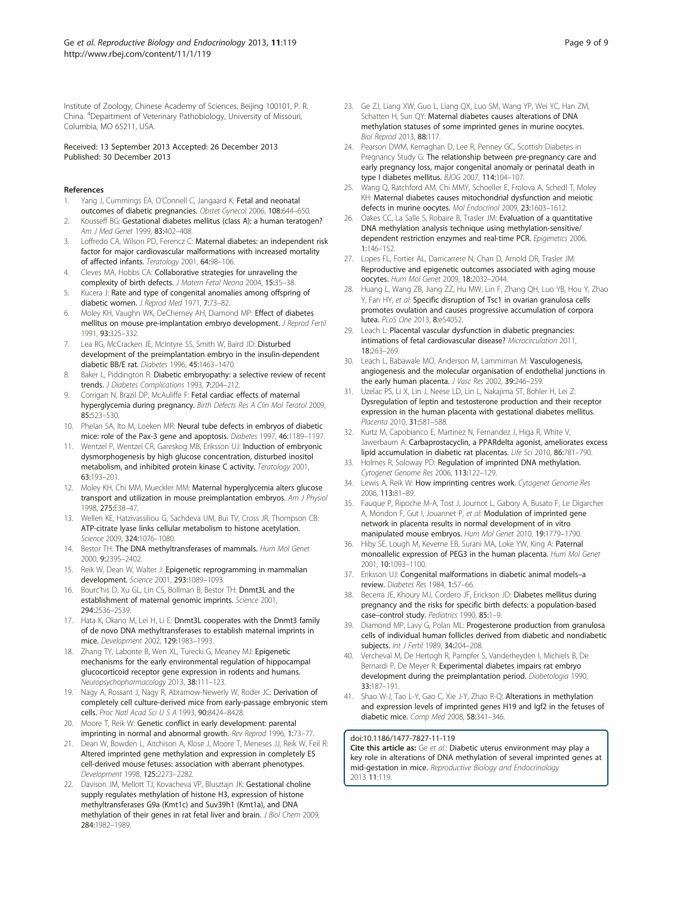Institute of Zoology, Chinese Academy of Sciences, Beijing 100101, P. R. China. [4]Department of Veterinary Pathobiology, University of Missouri, Columbia, MO 65211, USA.

Received: 13 September 2013 Accepted: 26 December 2013
Published: 30 December 2013

## References

1. Yang J, Cummings EA, O'Connell C, Jangaard K: **Fetal and neonatal outcomes of diabetic pregnancies.** *Obstet Gynecol* 2006, **108:**644–650.
2. Kousseff BG: **Gestational diabetes mellitus (class A): a human teratogen?** *Am J Med Genet* 1999, **83:**402–408.
3. Loffredo CA, Wilson PD, Ferencz C: **Maternal diabetes: an independent risk factor for major cardiovascular malformations with increased mortality of affected infants.** *Teratology* 2001, **64:**98–106.
4. Cleves MA, Hobbs CA: **Collaborative strategies for unraveling the complexity of birth defects.** *J Matern Fetal Neona* 2004, **15:**35–38.
5. Kucera J: **Rate and type of congenital anomalies among offspring of diabetic women.** *J Reprod Med* 1971, **7:**73–82.
6. Moley KH, Vaughn WK, DeCherney AH, Diamond MP: **Effect of diabetes mellitus on mouse pre-implantation embryo development.** *J Reprod Fertil* 1991, **93:**325–332.
7. Lea RG, McCracken JE, McIntyre SS, Smith W, Baird JD: **Disturbed development of the preimplantation embryo in the insulin-dependent diabetic BB/E rat.** *Diabetes* 1996, **45:**1463–1470.
8. Baker L, Piddington R: **Diabetic embryopathy: a selective review of recent trends.** *J Diabetes Complications* 1993, **7:**204–212.
9. Corrigan N, Brazil DP, McAuliffe F: **Fetal cardiac effects of maternal hyperglycemia during pregnancy.** *Birth Defects Res A Clin Mol Teratol* 2009, **85:**523–530.
10. Phelan SA, Ito M, Loeken MR: **Neural tube defects in embryos of diabetic mice: role of the Pax-3 gene and apoptosis.** *Diabetes* 1997, **46:**1189–1197.
11. Wentzel P, Wentzel CR, Gareskog MB, Eriksson UJ: **Induction of embryonic dysmorphogenesis by high glucose concentration, disturbed inositol metabolism, and inhibited protein kinase C activity.** *Teratology* 2001, **63:**193–201.
12. Moley KH, Chi MM, Mueckler MM: **Maternal hyperglycemia alters glucose transport and utilization in mouse preimplantation embryos.** *Am J Physiol* 1998, **275:**E38–47.
13. Wellen KE, Hatzivassiliou G, Sachdeva UM, Bui TV, Cross JR, Thompson CB: **ATP-citrate lyase links cellular metabolism to histone acetylation.** *Science* 2009, **324:**1076–1080.
14. Bestor TH: **The DNA methyltransferases of mammals.** *Hum Mol Genet* 2000, **9:**2395–2402.
15. Reik W, Dean W, Walter J: **Epigenetic reprogramming in mammalian development.** *Science* 2001, **293:**1089–1093.
16. Bourc'his D, Xu GL, Lin CS, Bollman B, Bestor TH: **Dnmt3L and the establishment of maternal genomic imprints.** *Science* 2001, **294:**2536–2539.
17. Hata K, Okano M, Lei H, Li E: **Dnmt3L cooperates with the Dnmt3 family of de novo DNA methyltransferases to establish maternal imprints in mice.** *Development* 2002, **129:**1983–1993.
18. Zhang TY, Labonte B, Wen XL, Turecki G, Meaney MJ: **Epigenetic mechanisms for the early environmental regulation of hippocampal glucocorticoid receptor gene expression in rodents and humans.** *Neuropsychopharmacology* 2013, **38:**111–123.
19. Nagy A, Rossant J, Nagy R, Abramow-Newerly W, Roder JC: **Derivation of completely cell culture-derived mice from early-passage embryonic stem cells.** *Proc Natl Acad Sci U S A* 1993, **90:**8424–8428.
20. Moore T, Reik W: **Genetic conflict in early development: parental imprinting in normal and abnormal growth.** *Rev Reprod* 1996, **1:**73–77.
21. Dean W, Bowden L, Aitchison A, Klose J, Moore T, Meneses JJ, Reik W, Feil R: **Altered imprinted gene methylation and expression in completely ES cell-derived mouse fetuses: association with aberrant phenotypes.** *Development* 1998, **125:**2273–2282.
22. Davison JM, Mellott TJ, Kovacheva VP, Blusztajn JK: **Gestational choline supply regulates methylation of histone H3, expression of histone methyltransferases G9a (Kmt1c) and Suv39h1 (Kmt1a), and DNA methylation of their genes in rat fetal liver and brain.** *J Biol Chem* 2009, **284:**1982–1989.
23. Ge ZJ, Liang XW, Guo L, Liang QX, Luo SM, Wang YP, Wei YC, Han ZM, Schatten H, Sun QY: **Maternal diabetes causes alterations of DNA methylation statuses of some imprinted genes in murine oocytes.** *Biol Reprod* 2013, **88:**117.
24. Pearson DWM, Kernaghan D, Lee R, Penney GC, Scottish Diabetes in Pregnancy Study G: **The relationship between pre-pregnancy care and early pregnancy loss, major congenital anomaly or perinatal death in type I diabetes mellitus.** *BJOG* 2007, **114:**104–107.
25. Wang Q, Ratchford AM, Chi MMY, Schoeller E, Frolova A, Schedl T, Moley KH: **Maternal diabetes causes mitochondrial dysfunction and meiotic defects in murine oocytes.** *Mol Endocrinol* 2009, **23:**1603–1612.
26. Oakes CC, La Salle S, Robaire B, Trasler JM: **Evaluation of a quantitative DNA methylation analysis technique using methylation-sensitive/dependent restriction enzymes and real-time PCR.** *Epigenetics* 2006, **1:**146–152.
27. Lopes FL, Fortier AL, Darricarrere N, Chan D, Arnold DR, Trasler JM: **Reproductive and epigenetic outcomes associated with aging mouse oocytes.** *Hum Mol Genet* 2009, **18:**2032–2044.
28. Huang L, Wang ZB, Jiang ZZ, Hu MW, Lin F, Zhang QH, Luo YB, Hou Y, Zhao Y, Fan HY, *et al*: **Specific disruption of Tsc1 in ovarian granulosa cells promotes ovulation and causes progressive accumulation of corpora lutea.** *PLoS One* 2013, **8:**e54052.
29. Leach L: **Placental vascular dysfunction in diabetic pregnancies: intimations of fetal cardiovascular disease?** *Microcirculation* 2011, **18:**263–269.
30. Leach L, Babawale MO, Anderson M, Lammiman M: **Vasculogenesis, angiogenesis and the molecular organisation of endothelial junctions in the early human placenta.** *J Vasc Res* 2002, **39:**246–259.
31. Uzelac PS, Li X, Lin J, Neese LD, Lin L, Nakajima ST, Bohler H, Lei Z: **Dysregulation of leptin and testosterone production and their receptor expression in the human placenta with gestational diabetes mellitus.** *Placenta* 2010, **31:**581–588.
32. Kurtz M, Capobianco E, Martinez N, Fernandez J, Higa R, White V, Jawerbaum A: **Carbaprostacyclin, a PPARdelta agonist, ameliorates excess lipid accumulation in diabetic rat placentas.** *Life Sci* 2010, **86:**781–790.
33. Holmes R, Soloway PD: **Regulation of imprinted DNA methylation.** *Cytogenet Genome Res* 2006, **113:**122–129.
34. Lewis A, Reik W: **How imprinting centres work.** *Cytogenet Genome Res* 2006, **113:**81–89.
35. Fauque P, Ripoche M-A, Tost J, Journot L, Gabory A, Busato F, Le Digarcher A, Mondon F, Gut I, Jouannet P, *et al*: **Modulation of imprinted gene network in placenta results in normal development of in vitro manipulated mouse embryos.** *Hum Mol Genet* 2010, **19:**1779–1790.
36. Hiby SE, Lough M, Keverne EB, Surani MA, Loke YW, King A: **Paternal monoallelic expression of PEG3 in the human placenta.** *Hum Mol Genet* 2001, **10:**1093–1100.
37. Eriksson UJ: **Congenital malformations in diabetic animal models–a review.** *Diabetes Res* 1984, **1:**57–66.
38. Becerra JE, Khoury MJ, Cordero JF, Erickson JD: **Diabetes mellitus during pregnancy and the risks for specific birth defects: a population-based case–control study.** *Pediatrics* 1990, **85:**1–9.
39. Diamond MP, Lavy G, Polan ML: **Progesterone production from granulosa cells of individual human follicles derived from diabetic and nondiabetic subjects.** *Int J Fertil* 1989, **34:**204–208.
40. Vercheval M, De Hertogh R, Pampfer S, Vanderheyden I, Michiels B, De Bernardi P, De Meyer R: **Experimental diabetes impairs rat embryo development during the preimplantation period.** *Diabetologia* 1990, **33:**187–191.
41. Shao W-J, Tao L-Y, Gao C, Xie J-Y, Zhao R-Q: **Alterations in methylation and expression levels of imprinted genes H19 and Igf2 in the fetuses of diabetic mice.** *Comp Med* 2008, **58:**341–346.

doi:10.1186/1477-7827-11-119

**Cite this article as:** Ge *et al.*: Diabetic uterus environment may play a key role in alterations of DNA methylation of several imprinted genes at mid-gestation in mice. *Reproductive Biology and Endocrinology* 2013 **11**:119.